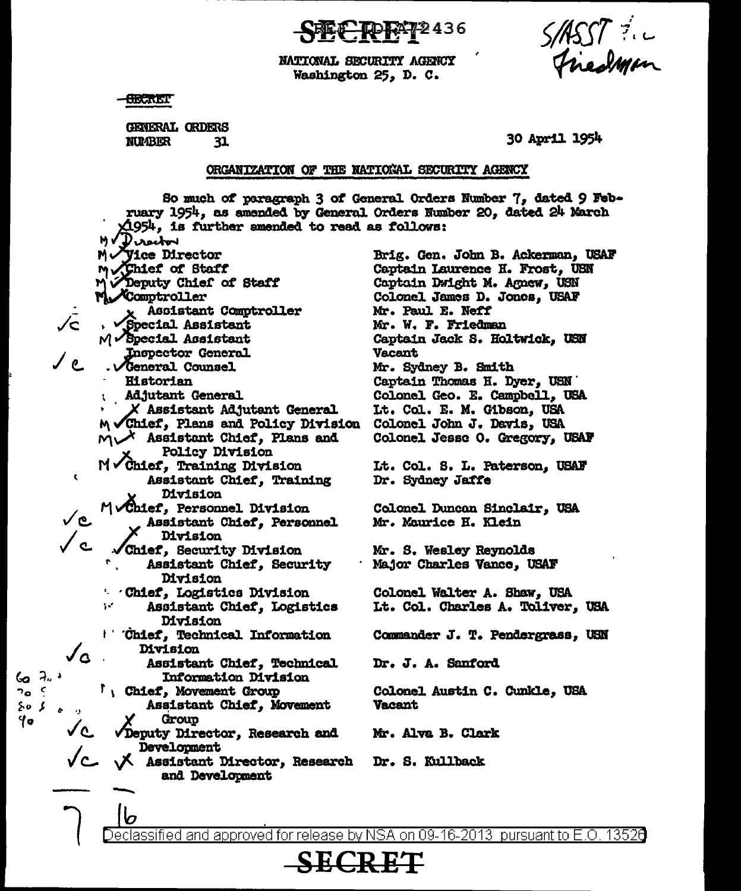SECRET

NATIONAL SECURITY AGENCY
Washington 25, D. C.

S/ASST Friedman

SECRET

GENERAL ORDERS
NUMBER 31

30 April 1954

## ORGANIZATION OF THE NATIONAL SECURITY AGENCY

So much of paragraph 3 of General Orders Number 7, dated 9 February 1954, as amended by General Orders Number 20, dated 24 March 1954, is further amended to read as follows:

| Position | Name |
|---|---|
| Director | |
| Vice Director | Brig. Gen. John B. Ackerman, USAF |
| Chief of Staff | Captain Laurence H. Frost, USN |
| Deputy Chief of Staff | Captain Dwight M. Agnew, USN |
| Comptroller | Colonel James D. Jones, USAF |
| Assistant Comptroller | Mr. Paul E. Neff |
| Special Assistant | Mr. W. F. Friedman |
| Special Assistant | Captain Jack S. Holtwick, USN |
| Inspector General | Vacant |
| General Counsel | Mr. Sydney B. Smith |
| Historian | Captain Thomas H. Dyer, USN |
| Adjutant General | Colonel Geo. E. Campbell, USA |
| Assistant Adjutant General | Lt. Col. E. M. Gibson, USA |
| Chief, Plans and Policy Division | Colonel John J. Davis, USA |
| Assistant Chief, Plans and Policy Division | Colonel Jesse O. Gregory, USAF |
| Chief, Training Division | Lt. Col. S. L. Paterson, USAF |
| Assistant Chief, Training Division | Dr. Sydney Jaffe |
| Chief, Personnel Division | Colonel Duncan Sinclair, USA |
| Assistant Chief, Personnel Division | Mr. Maurice H. Klein |
| Chief, Security Division | Mr. S. Wesley Reynolds |
| Assistant Chief, Security Division | Major Charles Vance, USAF |
| Chief, Logistics Division | Colonel Walter A. Shaw, USA |
| Assistant Chief, Logistics Division | Lt. Col. Charles A. Toliver, USA |
| Chief, Technical Information Division | Commander J. T. Pendergrass, USN |
| Assistant Chief, Technical Information Division | Dr. J. A. Sanford |
| Chief, Movement Group | Colonel Austin C. Cunkle, USA |
| Assistant Chief, Movement Group | Vacant |
| Deputy Director, Research and Development | Mr. Alva B. Clark |
| Assistant Director, Research and Development | Dr. S. Kullback |

Declassified and approved for release by NSA on 09-16-2013 pursuant to E.O. 13526

SECRET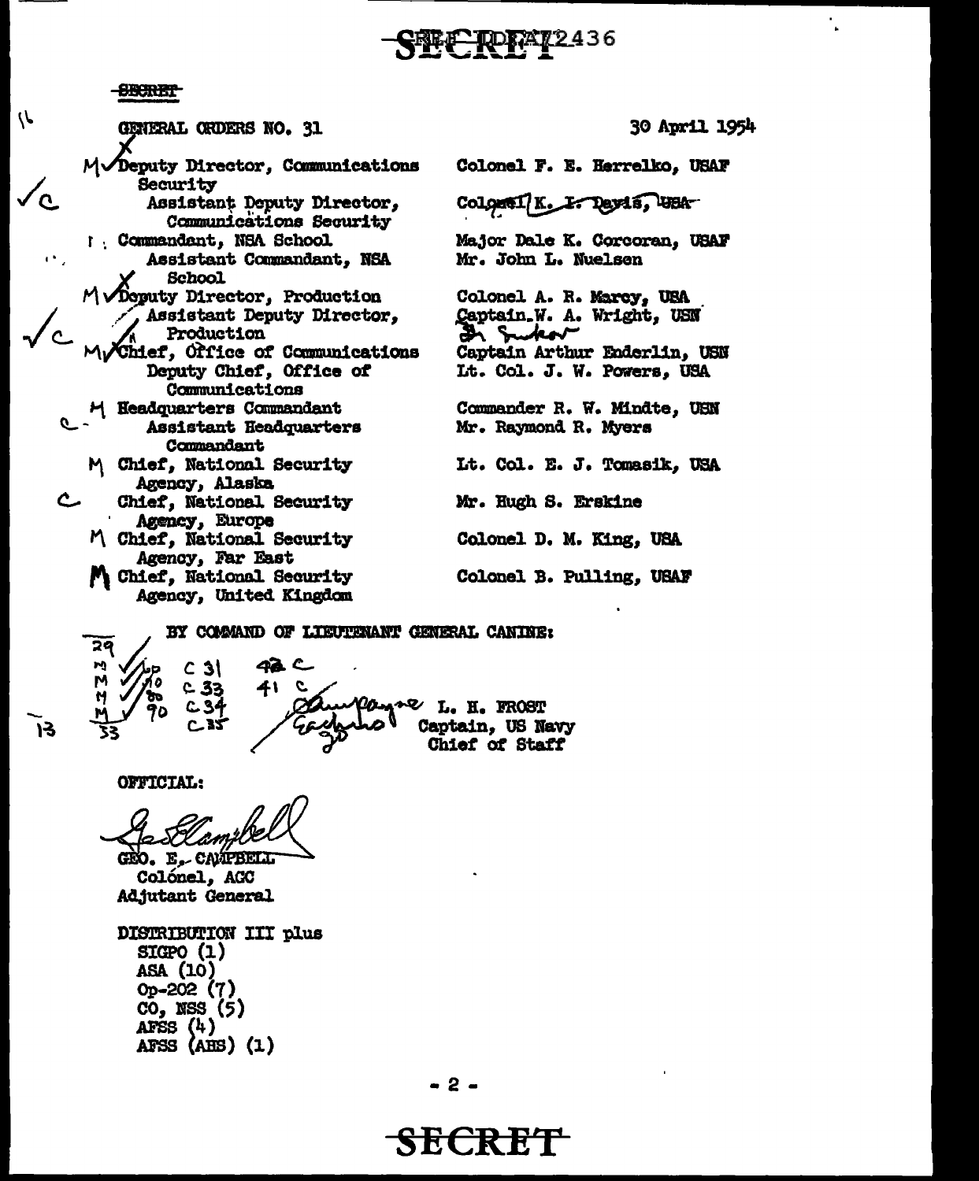SECRET

GENERAL ORDERS NO. 31 — 30 April 1954

| | |
|---|---|
| Deputy Director, Communications Security | Colonel F. E. Herrelko, USAF |
| Assistant Deputy Director, Communications Security | Colonel K. I. Davis, USA |
| Commandant, NSA School | Major Dale K. Corcoran, USAF |
| Assistant Commandant, NSA School | Mr. John L. Nuelsen |
| Deputy Director, Production | Colonel A. R. Marcy, USA |
| Assistant Deputy Director, Production | Captain W. A. Wright, USN |
| Chief, Office of Communications | Captain Arthur Enderlin, USN |
| Deputy Chief, Office of Communications | Lt. Col. J. W. Powers, USA |
| Headquarters Commandant | Commander R. W. Mindte, USN |
| Assistant Headquarters Commandant | Mr. Raymond R. Myers |
| Chief, National Security Agency, Alaska | Lt. Col. E. J. Tomasik, USA |
| Chief, National Security Agency, Europe | Mr. Hugh S. Erskine |
| Chief, National Security Agency, Far East | Colonel D. M. King, USA |
| Chief, National Security Agency, United Kingdom | Colonel B. Pulling, USAF |

BY COMMAND OF LIEUTENANT GENERAL CANINE:

L. H. FROST
Captain, US Navy
Chief of Staff

OFFICIAL:

GEO. E. CAMPBELL
Colonel, AGC
Adjutant General

DISTRIBUTION III plus
SIGPO (1)
ASA (10)
Op-202 (7)
CO, NSS (5)
AFSS (4)
AFSS (AHS) (1)

SECRET